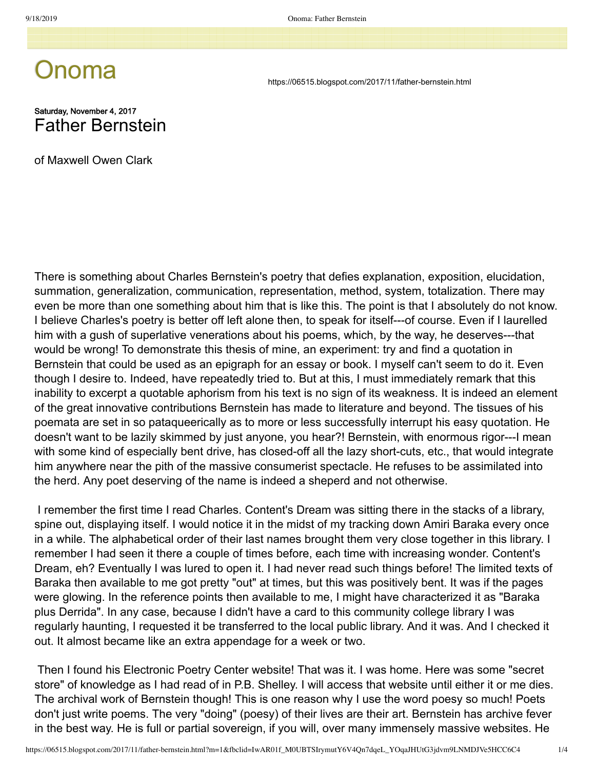# Onoma

https://06515.blogspot.com/2017/11/father-bernstein.html

Saturday, November 4, 2017

## Father Bernstein

of Maxwell Owen Clark

There is something about Charles Bernstein's poetry that defies explanation, exposition, elucidation, summation, generalization, communication, representation, method, system, totalization. There may even be more than one something about him that is like this. The point is that I absolutely do not know. I believe Charles's poetry is better off left alone then, to speak for itself---of course. Even if I laurelled him with a gush of superlative venerations about his poems, which, by the way, he deserves---that would be wrong! To demonstrate this thesis of mine, an experiment: try and find a quotation in Bernstein that could be used as an epigraph for an essay or book. I myself can't seem to do it. Even though I desire to. Indeed, have repeatedly tried to. But at this, I must immediately remark that this inability to excerpt a quotable aphorism from his text is no sign of its weakness. It is indeed an element of the great innovative contributions Bernstein has made to literature and beyond. The tissues of his poemata are set in so pataqueerically as to more or less successfully interrupt his easy quotation. He doesn't want to be lazily skimmed by just anyone, you hear?! Bernstein, with enormous rigor---I mean with some kind of especially bent drive, has closed-off all the lazy short-cuts, etc., that would integrate him anywhere near the pith of the massive consumerist spectacle. He refuses to be assimilated into the herd. Any poet deserving of the name is indeed a sheperd and not otherwise.

I remember the first time I read Charles. Content's Dream was sitting there in the stacks of a library, spine out, displaying itself. I would notice it in the midst of my tracking down Amiri Baraka every once in a while. The alphabetical order of their last names brought them very close together in this library. I remember I had seen it there a couple of times before, each time with increasing wonder. Content's Dream, eh? Eventually I was lured to open it. I had never read such things before! The limited texts of Baraka then available to me got pretty "out" at times, but this was positively bent. It was if the pages were glowing. In the reference points then available to me, I might have characterized it as "Baraka plus Derrida". In any case, because I didn't have a card to this community college library I was regularly haunting, I requested it be transferred to the local public library. And it was. And I checked it out. It almost became like an extra appendage for a week or two.

Then I found his Electronic Poetry Center website! That was it. I was home. Here was some "secret store" of knowledge as I had read of in P.B. Shelley. I will access that website until either it or me dies. The archival work of Bernstein though! This is one reason why I use the word poesy so much! Poets don't just write poems. The very "doing" (poesy) of their lives are their art. Bernstein has archive fever in the best way. He is full or partial sovereign, if you will, over many immensely massive websites. He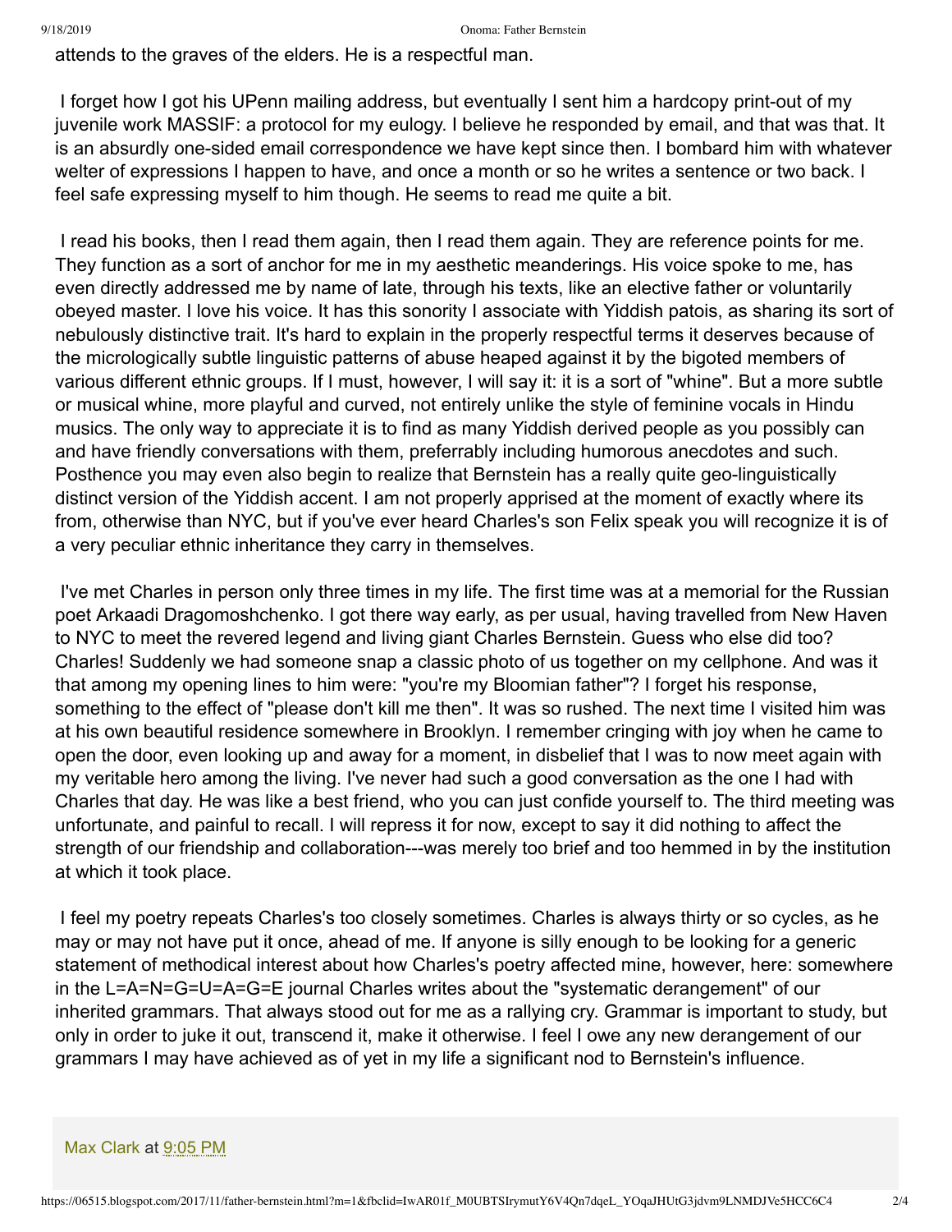attends to the graves of the elders. He is a respectful man.

I forget how I got his UPenn mailing address, but eventually I sent him a hardcopy print-out of my juvenile work MASSIF: a protocol for my eulogy. I believe he responded by email, and that was that. It is an absurdly one-sided email correspondence we have kept since then. I bombard him with whatever welter of expressions I happen to have, and once a month or so he writes a sentence or two back. I feel safe expressing myself to him though. He seems to read me quite a bit.

I read his books, then I read them again, then I read them again. They are reference points for me. They function as a sort of anchor for me in my aesthetic meanderings. His voice spoke to me, has even directly addressed me by name of late, through his texts, like an elective father or voluntarily obeyed master. I love his voice. It has this sonority I associate with Yiddish patois, as sharing its sort of nebulously distinctive trait. It's hard to explain in the properly respectful terms it deserves because of the micrologically subtle linguistic patterns of abuse heaped against it by the bigoted members of various different ethnic groups. If I must, however, I will say it: it is a sort of "whine". But a more subtle or musical whine, more playful and curved, not entirely unlike the style of feminine vocals in Hindu musics. The only way to appreciate it is to find as many Yiddish derived people as you possibly can and have friendly conversations with them, preferrably including humorous anecdotes and such. Posthence you may even also begin to realize that Bernstein has a really quite geo-linguistically distinct version of the Yiddish accent. I am not properly apprised at the moment of exactly where its from, otherwise than NYC, but if you've ever heard Charles's son Felix speak you will recognize it is of a very peculiar ethnic inheritance they carry in themselves.

I've met Charles in person only three times in my life. The first time was at a memorial for the Russian poet Arkaadi Dragomoshchenko. I got there way early, as per usual, having travelled from New Haven to NYC to meet the revered legend and living giant Charles Bernstein. Guess who else did too? Charles! Suddenly we had someone snap a classic photo of us together on my cellphone. And was it that among my opening lines to him were: "you're my Bloomian father"? I forget his response, something to the effect of "please don't kill me then". It was so rushed. The next time I visited him was at his own beautiful residence somewhere in Brooklyn. I remember cringing with joy when he came to open the door, even looking up and away for a moment, in disbelief that I was to now meet again with my veritable hero among the living. I've never had such a good conversation as the one I had with Charles that day. He was like a best friend, who you can just confide yourself to. The third meeting was unfortunate, and painful to recall. I will repress it for now, except to say it did nothing to affect the strength of our friendship and collaboration---was merely too brief and too hemmed in by the institution at which it took place.

I feel my poetry repeats Charles's too closely sometimes. Charles is always thirty or so cycles, as he may or may not have put it once, ahead of me. If anyone is silly enough to be looking for a generic statement of methodical interest about how Charles's poetry affected mine, however, here: somewhere in the L=A=N=G=U=A=G=E journal Charles writes about the "systematic derangement" of our inherited grammars. That always stood out for me as a rallying cry. Grammar is important to study, but only in order to juke it out, transcend it, make it otherwise. I feel I owe any new derangement of our grammars I may have achieved as of yet in my life a significant nod to Bernstein's influence.

Max Clark at 9:05 PM